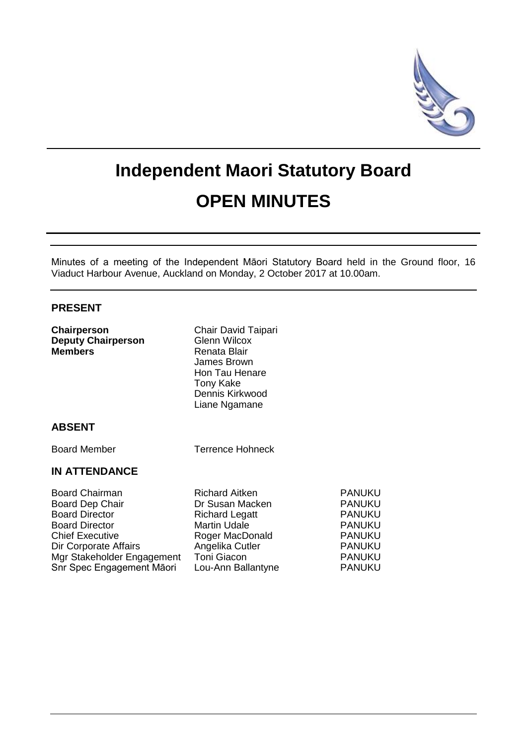# Independent Maori Statutory Board

# OPEN MINUTES

Minutes of a meeting of the Independent Māori Statutory Board held in the Ground floor, 16 Viaduct Harbour Avenue, Auckland on Monday, 2 October 2017 at 10.00am.

## PRESENT

| | |
|---|---|
| **Chairperson** | Chair David Taipari |
| **Deputy Chairperson** | Glenn Wilcox |
| **Members** | Renata Blair |
| | James Brown |
| | Hon Tau Henare |
| | Tony Kake |
| | Dennis Kirkwood |
| | Liane Ngamane |

## ABSENT

| | |
|---|---|
| Board Member | Terrence Hohneck |

## IN ATTENDANCE

| | | |
|---|---|---|
| Board Chairman | Richard Aitken | PANUKU |
| Board Dep Chair | Dr Susan Macken | PANUKU |
| Board Director | Richard Legatt | PANUKU |
| Board Director | Martin Udale | PANUKU |
| Chief Executive | Roger MacDonald | PANUKU |
| Dir Corporate Affairs | Angelika Cutler | PANUKU |
| Mgr Stakeholder Engagement | Toni Giacon | PANUKU |
| Snr Spec Engagement Māori | Lou-Ann Ballantyne | PANUKU |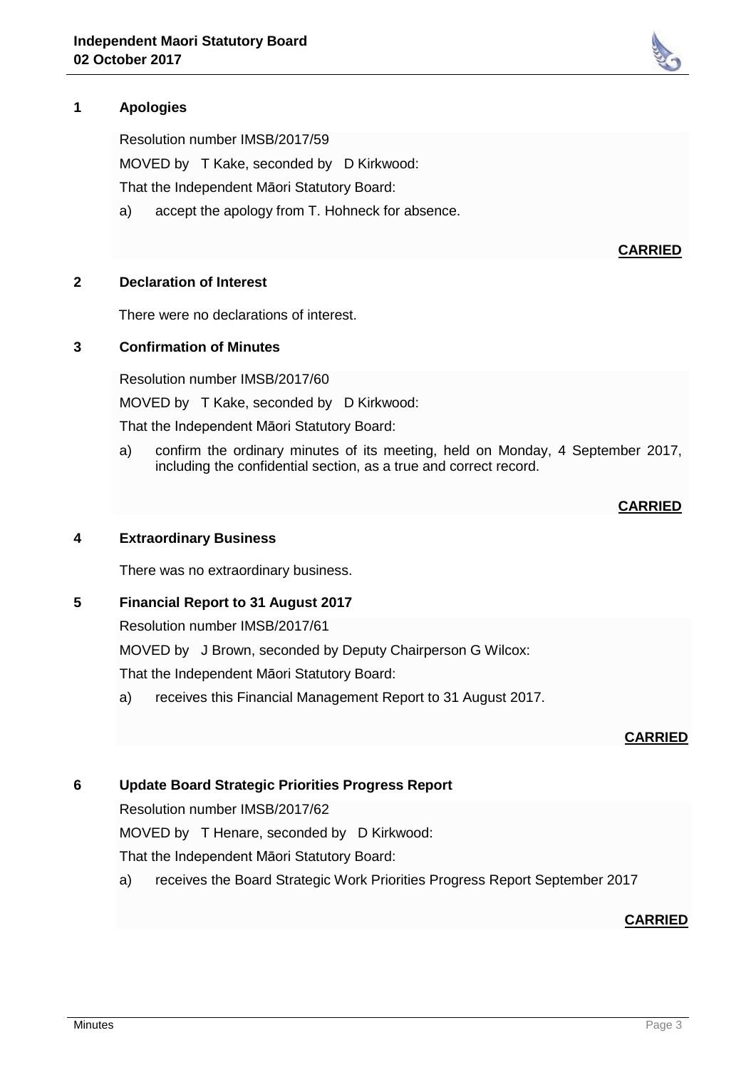## 1 Apologies

Resolution number IMSB/2017/59

MOVED by T Kake, seconded by D Kirkwood:

That the Independent Māori Statutory Board:

a) accept the apology from T. Hohneck for absence.

**CARRIED**

## 2 Declaration of Interest

There were no declarations of interest.

## 3 Confirmation of Minutes

Resolution number IMSB/2017/60

MOVED by T Kake, seconded by D Kirkwood:

That the Independent Māori Statutory Board:

a) confirm the ordinary minutes of its meeting, held on Monday, 4 September 2017, including the confidential section, as a true and correct record.

**CARRIED**

## 4 Extraordinary Business

There was no extraordinary business.

## 5 Financial Report to 31 August 2017

Resolution number IMSB/2017/61

MOVED by J Brown, seconded by Deputy Chairperson G Wilcox:

That the Independent Māori Statutory Board:

a) receives this Financial Management Report to 31 August 2017.

**CARRIED**

## 6 Update Board Strategic Priorities Progress Report

Resolution number IMSB/2017/62

MOVED by T Henare, seconded by D Kirkwood:

That the Independent Māori Statutory Board:

a) receives the Board Strategic Work Priorities Progress Report September 2017

**CARRIED**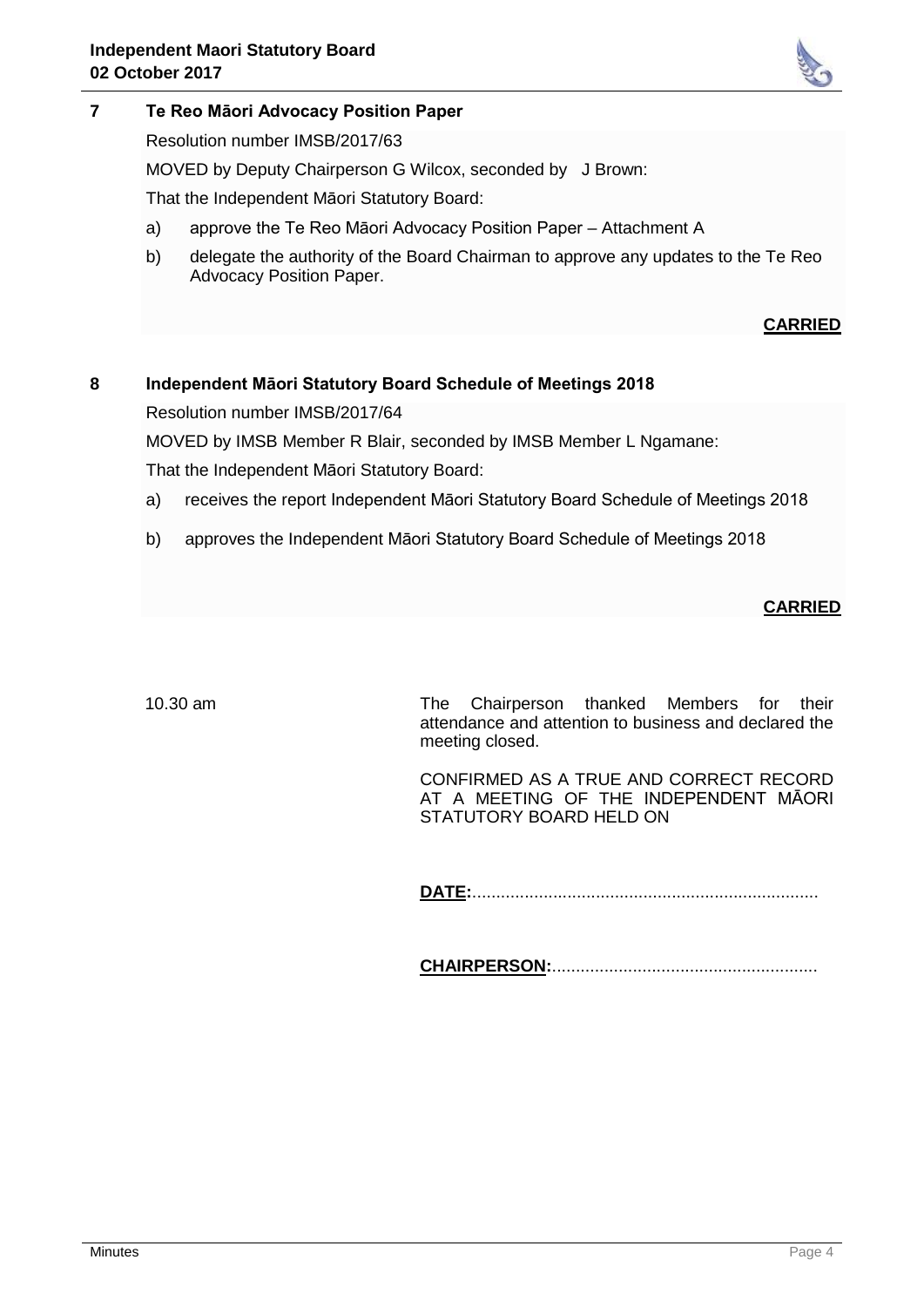## 7 Te Reo Māori Advocacy Position Paper

Resolution number IMSB/2017/63

MOVED by Deputy Chairperson G Wilcox, seconded by J Brown:

That the Independent Māori Statutory Board:

a) approve the Te Reo Māori Advocacy Position Paper – Attachment A

b) delegate the authority of the Board Chairman to approve any updates to the Te Reo Advocacy Position Paper.

**CARRIED**

## 8 Independent Māori Statutory Board Schedule of Meetings 2018

Resolution number IMSB/2017/64

MOVED by IMSB Member R Blair, seconded by IMSB Member L Ngamane:

That the Independent Māori Statutory Board:

a) receives the report Independent Māori Statutory Board Schedule of Meetings 2018

b) approves the Independent Māori Statutory Board Schedule of Meetings 2018

**CARRIED**

10.30 am The Chairperson thanked Members for their attendance and attention to business and declared the meeting closed.

CONFIRMED AS A TRUE AND CORRECT RECORD AT A MEETING OF THE INDEPENDENT MĀORI STATUTORY BOARD HELD ON

**DATE:**.........................................................................

**CHAIRPERSON:**........................................................